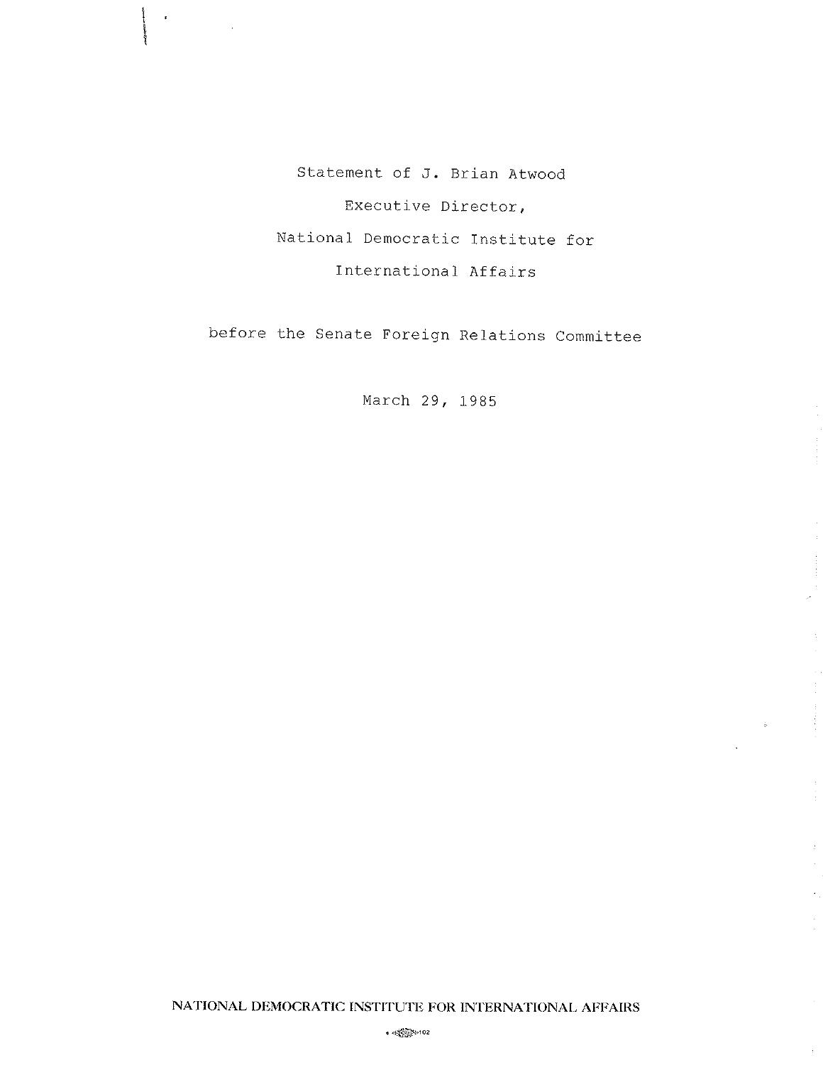Statement of J. Brian Atwood

Executive Director,

National Democratic Institute for

International Affairs

before the Senate Foreign Relations Committee

March 29, 1985

NATIONAL DEMOCRATIC INSTITUTE FOR INTERNATIONAL AFFAIRS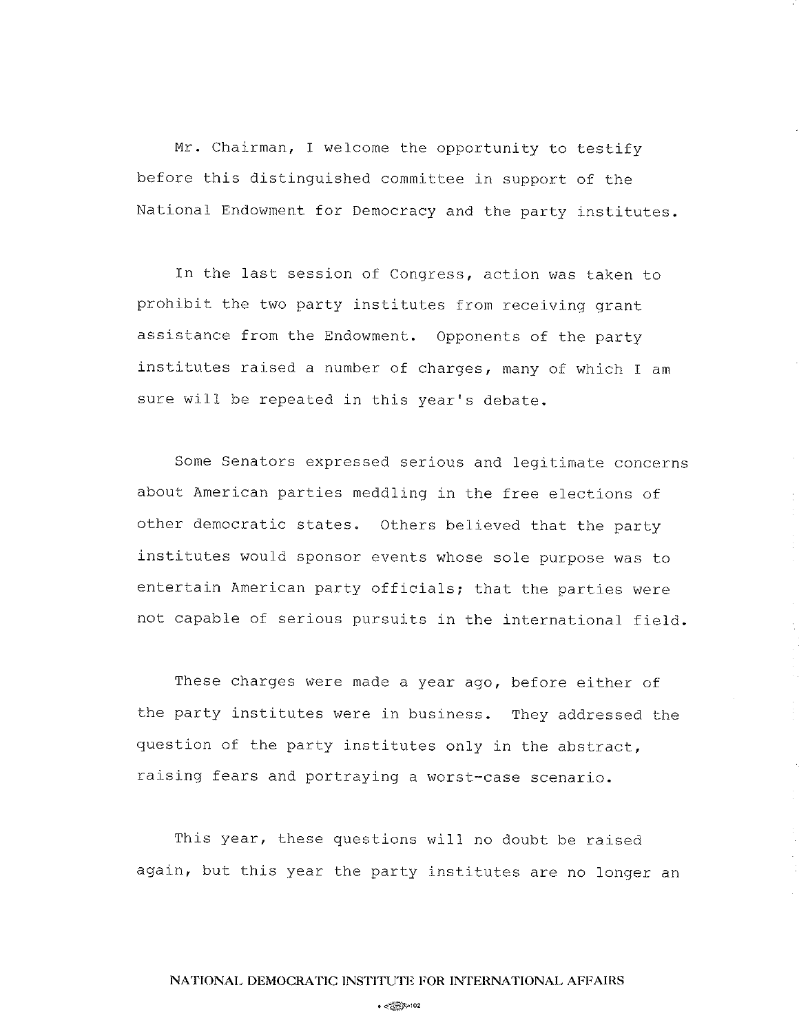Mr. Chairman, I welcome the opportunity to testify before this distinguished committee in support of the National Endowment for Democracy and the party institutes.

In the last session of Congress, action was taken to prohibit the two party institutes from receiving grant assistance from the Endowment. Opponents of the party institutes raised a number of charges, many of which I am sure will be repeated in this year's debate.

Some Senators expressed serious and legitimate concerns about American parties meddling in the free elections of other democratic states. Others believed that the party institutes would sponsor events whose sole purpose was to entertain American party officials; that the parties were not capable of serious pursuits in the international field.

These charges were made a year ago, before either of the party institutes were in business. They addressed the question of the party institutes only in the abstract, raising fears and portraying a worst-case scenario.

This year, these questions will no doubt be raised again, but this year the party institutes are no longer an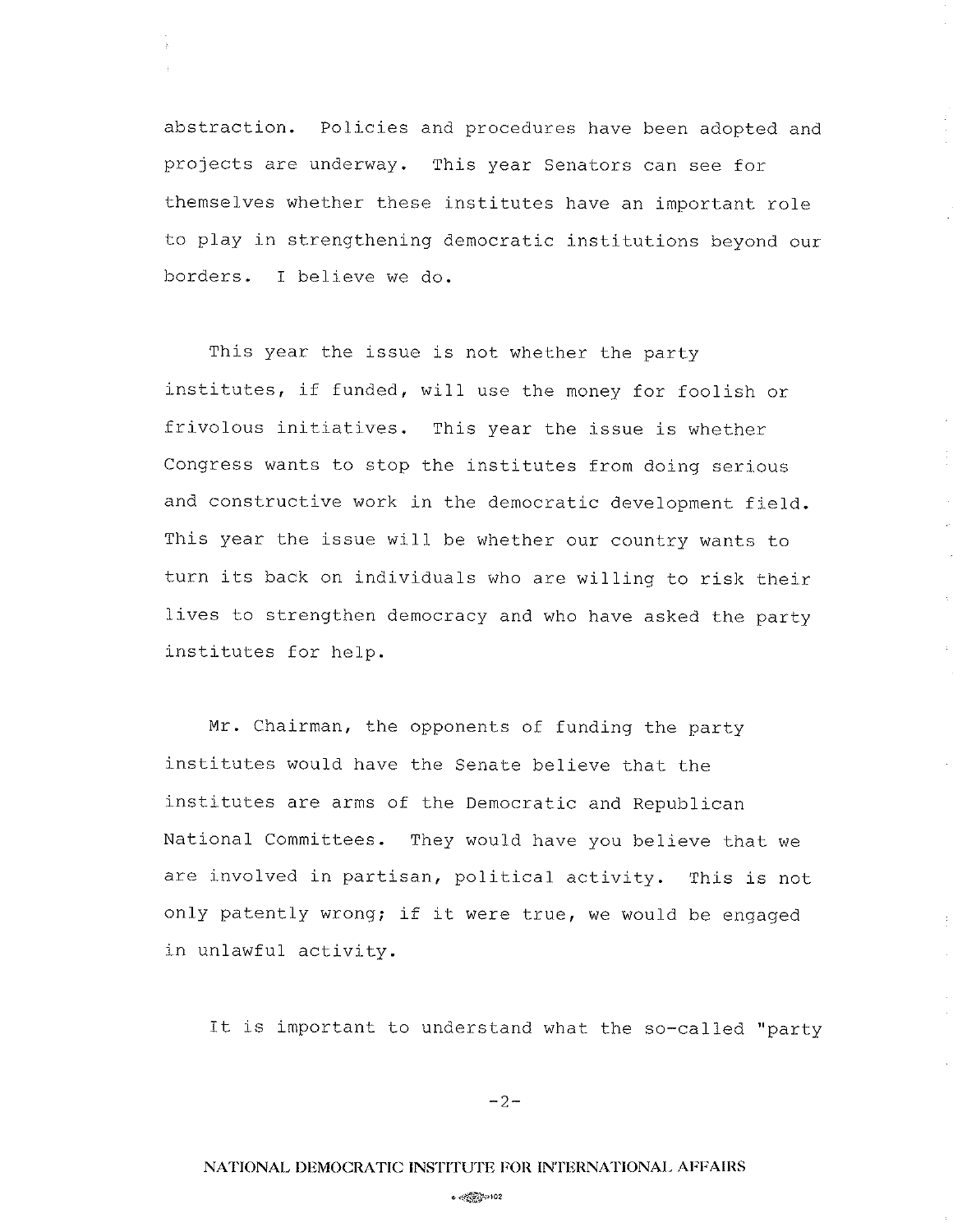abstraction. Policies and procedures have been adopted and projects are underway. This year Senators can see for themselves whether these institutes have an important role to play in strengthening democratic institutions beyond our borders. I believe we do.

This year the issue is not whether the party institutes, if funded, will use the money for foolish or frivolous initiatives. This year the issue is whether Congress wants to stop the institutes from doing serious and constructive work in the democratic development field. This year the issue will be whether our country wants to turn its back on individuals who are willing to risk their lives to strengthen democracy and who have asked the party institutes for help.

Mr. Chairman, the opponents of funding the party institutes would have the Senate believe that the institutes are arms of the Democratic and Republican National Committees. They would have you believe that we are involved in partisan, political activity. This is not only patently wrong; if it were true, we would be engaged in unlawful activity.

It is important to understand what the so-called "party